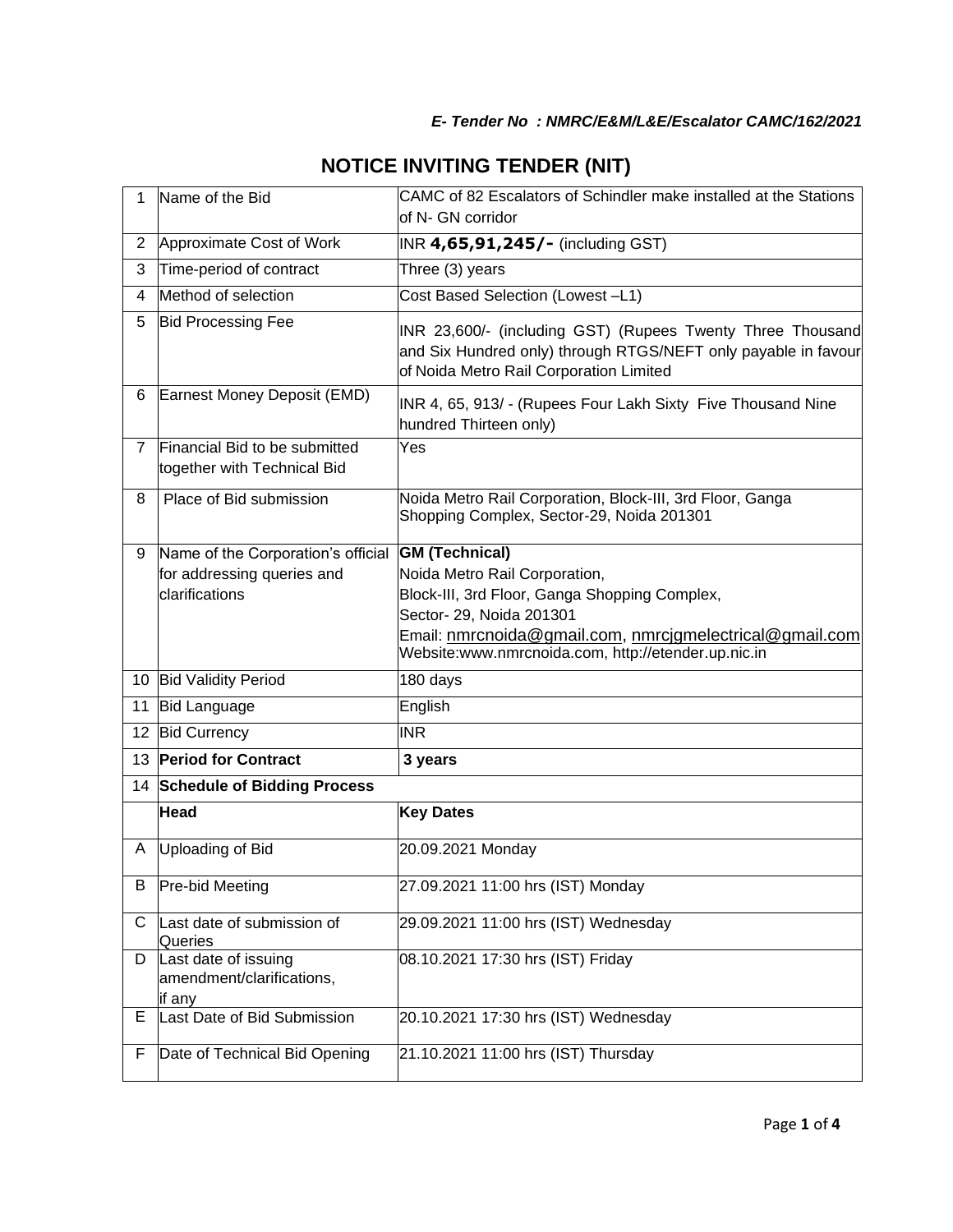***E- Tender No : NMRC/E&M/L&E/Escalator CAMC/162/2021***

# NOTICE INVITING TENDER (NIT)

| | | |
|---|---|---|
| 1 | Name of the Bid | CAMC of 82 Escalators of Schindler make installed at the Stations of N- GN corridor |
| 2 | Approximate Cost of Work | INR **4,65,91,245/-** (including GST) |
| 3 | Time-period of contract | Three (3) years |
| 4 | Method of selection | Cost Based Selection (Lowest –L1) |
| 5 | Bid Processing Fee | INR 23,600/- (including GST) (Rupees Twenty Three Thousand and Six Hundred only) through RTGS/NEFT only payable in favour of Noida Metro Rail Corporation Limited |
| 6 | Earnest Money Deposit (EMD) | INR 4, 65, 913/ - (Rupees Four Lakh Sixty Five Thousand Nine hundred Thirteen only) |
| 7 | Financial Bid to be submitted together with Technical Bid | Yes |
| 8 | Place of Bid submission | Noida Metro Rail Corporation, Block-III, 3rd Floor, Ganga Shopping Complex, Sector-29, Noida 201301 |
| 9 | Name of the Corporation's official for addressing queries and clarifications | **GM (Technical)**<br>Noida Metro Rail Corporation,<br>Block-III, 3rd Floor, Ganga Shopping Complex,<br>Sector- 29, Noida 201301<br>Email: nmrcnoida@gmail.com, nmrcjgmelectrical@gmail.com<br>Website:www.nmrcnoida.com, http://etender.up.nic.in |
| 10 | Bid Validity Period | 180 days |
| 11 | Bid Language | English |
| 12 | Bid Currency | INR |
| 13 | **Period for Contract** | **3 years** |
| 14 | **Schedule of Bidding Process** | |
| | **Head** | **Key Dates** |
| A | Uploading of Bid | 20.09.2021 Monday |
| B | Pre-bid Meeting | 27.09.2021 11:00 hrs (IST) Monday |
| C | Last date of submission of Queries | 29.09.2021 11:00 hrs (IST) Wednesday |
| D | Last date of issuing amendment/clarifications, if any | 08.10.2021 17:30 hrs (IST) Friday |
| E | Last Date of Bid Submission | 20.10.2021 17:30 hrs (IST) Wednesday |
| F | Date of Technical Bid Opening | 21.10.2021 11:00 hrs (IST) Thursday |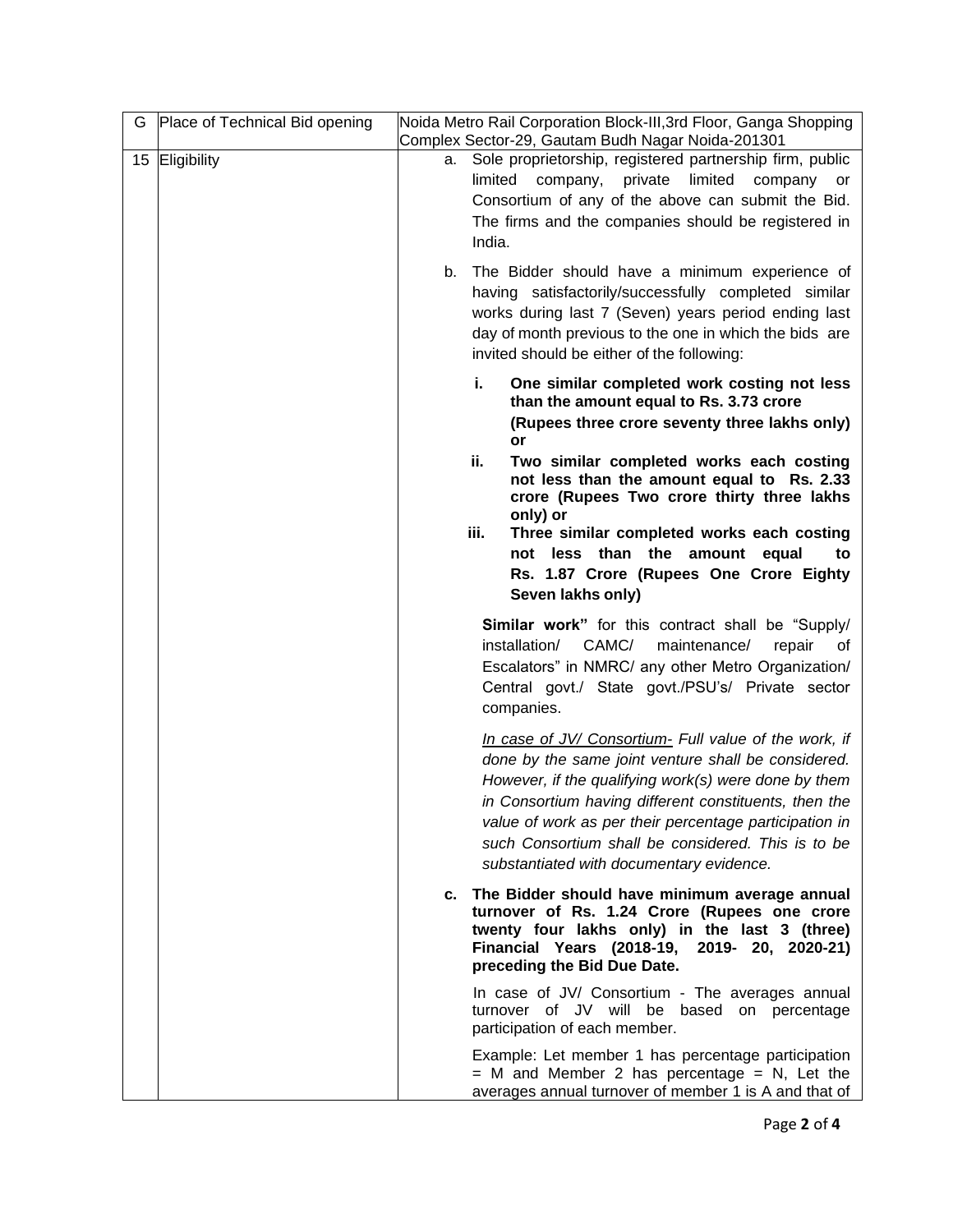| G | Place of Technical Bid opening | Noida Metro Rail Corporation Block-III,3rd Floor, Ganga Shopping Complex Sector-29, Gautam Budh Nagar Noida-201301 |
|---|---|---|
| 15 | Eligibility | a. Sole proprietorship, registered partnership firm, public limited company, private limited company or Consortium of any of the above can submit the Bid. The firms and the companies should be registered in India.<br><br>b. The Bidder should have a minimum experience of having satisfactorily/successfully completed similar works during last 7 (Seven) years period ending last day of month previous to the one in which the bids are invited should be either of the following:<br><br>**i. One similar completed work costing not less than the amount equal to Rs. 3.73 crore (Rupees three crore seventy three lakhs only) or**<br>**ii. Two similar completed works each costing not less than the amount equal to Rs. 2.33 crore (Rupees Two crore thirty three lakhs only) or**<br>**iii. Three similar completed works each costing not less than the amount equal to Rs. 1.87 Crore (Rupees One Crore Eighty Seven lakhs only)**<br><br>**Similar work"** for this contract shall be "Supply/ installation/ CAMC/ maintenance/ repair of Escalators" in NMRC/ any other Metro Organization/ Central govt./ State govt./PSU's/ Private sector companies.<br><br>*<u>In case of JV/ Consortium-</u> Full value of the work, if done by the same joint venture shall be considered. However, if the qualifying work(s) were done by them in Consortium having different constituents, then the value of work as per their percentage participation in such Consortium shall be considered. This is to be substantiated with documentary evidence.*<br><br>**c. The Bidder should have minimum average annual turnover of Rs. 1.24 Crore (Rupees one crore twenty four lakhs only) in the last 3 (three) Financial Years (2018-19, 2019- 20, 2020-21) preceding the Bid Due Date.**<br><br>In case of JV/ Consortium - The averages annual turnover of JV will be based on percentage participation of each member.<br><br>Example: Let member 1 has percentage participation = M and Member 2 has percentage = N, Let the averages annual turnover of member 1 is A and that of |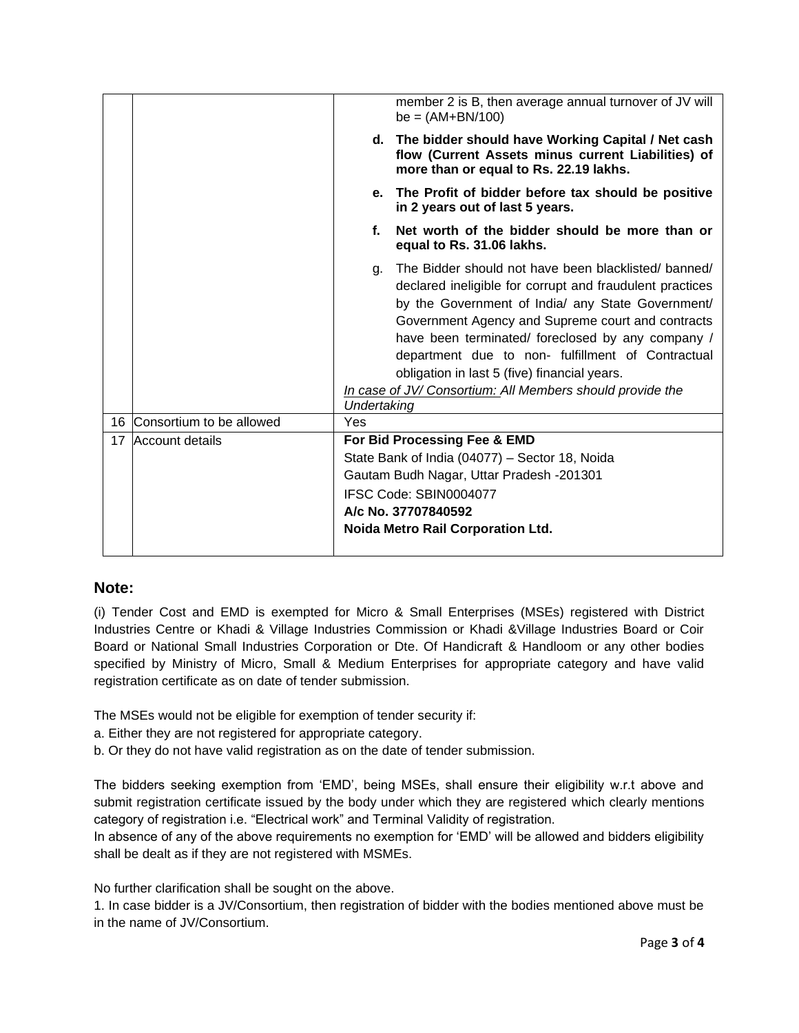|  |  |  |
|---|---|---|
|  |  | member 2 is B, then average annual turnover of JV will be = (AM+BN/100)<br>**d. The bidder should have Working Capital / Net cash flow (Current Assets minus current Liabilities) of more than or equal to Rs. 22.19 lakhs.**<br>**e. The Profit of bidder before tax should be positive in 2 years out of last 5 years.**<br>**f. Net worth of the bidder should be more than or equal to Rs. 31.06 lakhs.**<br>g. The Bidder should not have been blacklisted/ banned/ declared ineligible for corrupt and fraudulent practices by the Government of India/ any State Government/ Government Agency and Supreme court and contracts have been terminated/ foreclosed by any company / department due to non- fulfillment of Contractual obligation in last 5 (five) financial years.<br>*<u>In case of JV/ Consortium:</u> All Members should provide the Undertaking* |
| 16 | Consortium to be allowed | Yes |
| 17 | Account details | **For Bid Processing Fee & EMD**<br>State Bank of India (04077) – Sector 18, Noida<br>Gautam Budh Nagar, Uttar Pradesh -201301<br>IFSC Code: SBIN0004077<br>**A/c No. 37707840592**<br>**Noida Metro Rail Corporation Ltd.** |

## Note:

(i) Tender Cost and EMD is exempted for Micro & Small Enterprises (MSEs) registered with District Industries Centre or Khadi & Village Industries Commission or Khadi &Village Industries Board or Coir Board or National Small Industries Corporation or Dte. Of Handicraft & Handloom or any other bodies specified by Ministry of Micro, Small & Medium Enterprises for appropriate category and have valid registration certificate as on date of tender submission.

The MSEs would not be eligible for exemption of tender security if:

a. Either they are not registered for appropriate category.

b. Or they do not have valid registration as on the date of tender submission.

The bidders seeking exemption from 'EMD', being MSEs, shall ensure their eligibility w.r.t above and submit registration certificate issued by the body under which they are registered which clearly mentions category of registration i.e. "Electrical work" and Terminal Validity of registration.

In absence of any of the above requirements no exemption for 'EMD' will be allowed and bidders eligibility shall be dealt as if they are not registered with MSMEs.

No further clarification shall be sought on the above.

1. In case bidder is a JV/Consortium, then registration of bidder with the bodies mentioned above must be in the name of JV/Consortium.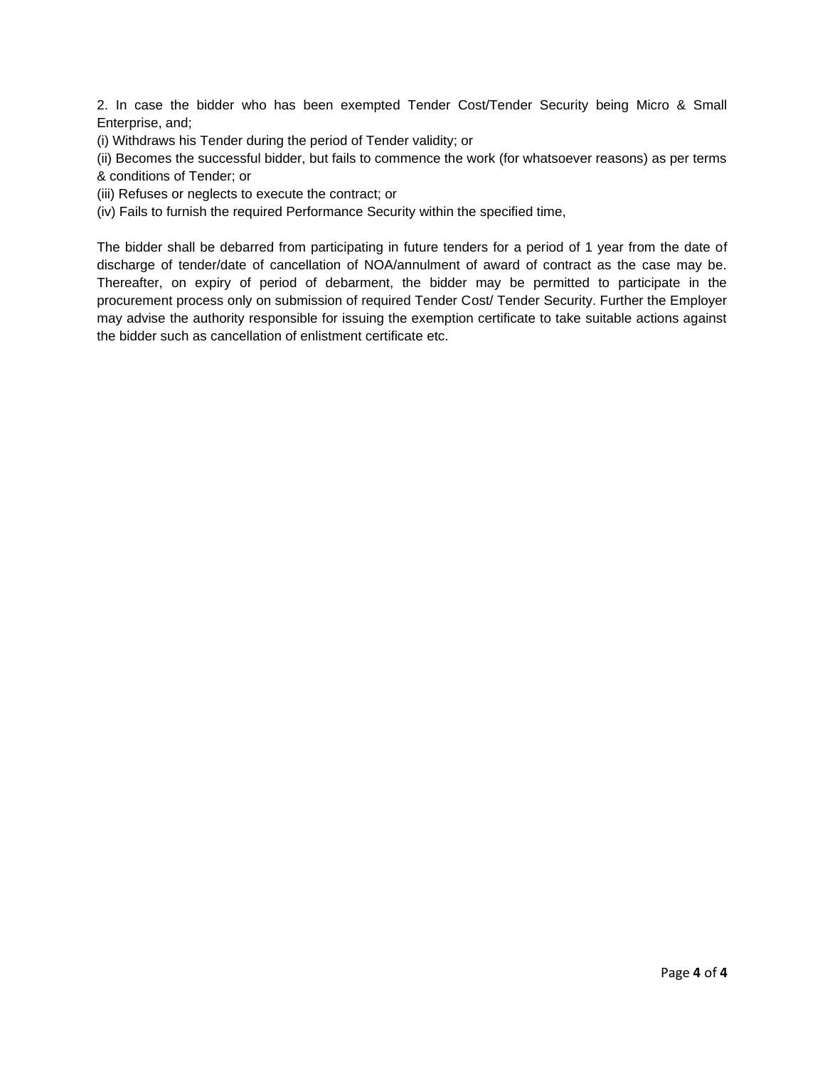2. In case the bidder who has been exempted Tender Cost/Tender Security being Micro & Small Enterprise, and;

(i) Withdraws his Tender during the period of Tender validity; or

(ii) Becomes the successful bidder, but fails to commence the work (for whatsoever reasons) as per terms & conditions of Tender; or

(iii) Refuses or neglects to execute the contract; or

(iv) Fails to furnish the required Performance Security within the specified time,

The bidder shall be debarred from participating in future tenders for a period of 1 year from the date of discharge of tender/date of cancellation of NOA/annulment of award of contract as the case may be. Thereafter, on expiry of period of debarment, the bidder may be permitted to participate in the procurement process only on submission of required Tender Cost/ Tender Security. Further the Employer may advise the authority responsible for issuing the exemption certificate to take suitable actions against the bidder such as cancellation of enlistment certificate etc.